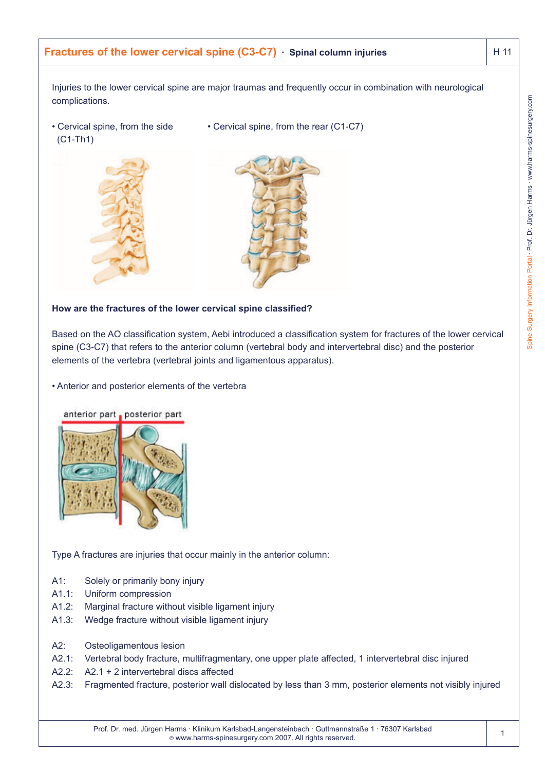# Fractures of the lower cervical spine (C3-C7) · Spinal column injuries

Injuries to the lower cervical spine are major traumas and frequently occur in combination with neurological complications.

- Cervical spine, from the side (C1-Th1)
- Cervical spine, from the rear (C1-C7)

**How are the fractures of the lower cervical spine classified?**

Based on the AO classification system, Aebi introduced a classification system for fractures of the lower cervical spine (C3-C7) that refers to the anterior column (vertebral body and intervertebral disc) and the posterior elements of the vertebra (vertebral joints and ligamentous apparatus).

- Anterior and posterior elements of the vertebra

Type A fractures are injuries that occur mainly in the anterior column:

A1: Solely or primarily bony injury
A1.1: Uniform compression
A1.2: Marginal fracture without visible ligament injury
A1.3: Wedge fracture without visible ligament injury

A2: Osteoligamentous lesion
A2.1: Vertebral body fracture, multifragmentary, one upper plate affected, 1 intervertebral disc injured
A2.2: A2.1 + 2 intervertebral discs affected
A2.3: Fragmented fracture, posterior wall dislocated by less than 3 mm, posterior elements not visibly injured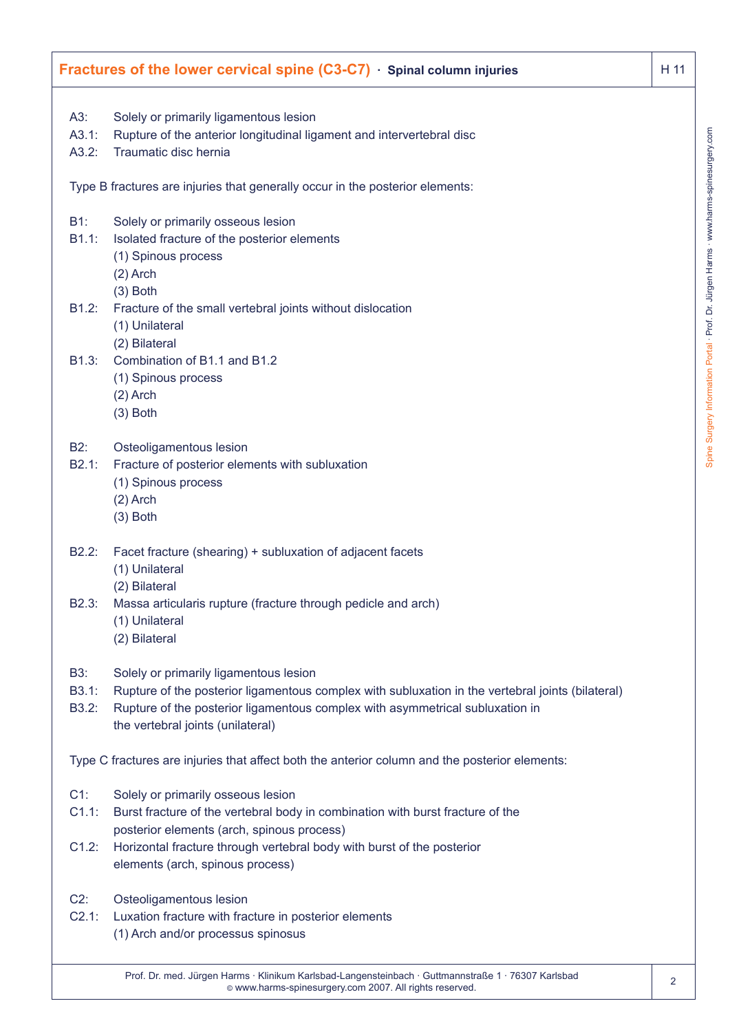A3: Solely or primarily ligamentous lesion
A3.1: Rupture of the anterior longitudinal ligament and intervertebral disc
A3.2: Traumatic disc hernia

Type B fractures are injuries that generally occur in the posterior elements:

B1: Solely or primarily osseous lesion
B1.1: Isolated fracture of the posterior elements
- (1) Spinous process
- (2) Arch
- (3) Both

B1.2: Fracture of the small vertebral joints without dislocation
- (1) Unilateral
- (2) Bilateral

B1.3: Combination of B1.1 and B1.2
- (1) Spinous process
- (2) Arch
- (3) Both

B2: Osteoligamentous lesion
B2.1: Fracture of posterior elements with subluxation
- (1) Spinous process
- (2) Arch
- (3) Both

B2.2: Facet fracture (shearing) + subluxation of adjacent facets
- (1) Unilateral
- (2) Bilateral

B2.3: Massa articularis rupture (fracture through pedicle and arch)
- (1) Unilateral
- (2) Bilateral

B3: Solely or primarily ligamentous lesion
B3.1: Rupture of the posterior ligamentous complex with subluxation in the vertebral joints (bilateral)
B3.2: Rupture of the posterior ligamentous complex with asymmetrical subluxation in the vertebral joints (unilateral)

Type C fractures are injuries that affect both the anterior column and the posterior elements:

C1: Solely or primarily osseous lesion
C1.1: Burst fracture of the vertebral body in combination with burst fracture of the posterior elements (arch, spinous process)
C1.2: Horizontal fracture through vertebral body with burst of the posterior elements (arch, spinous process)

C2: Osteoligamentous lesion
C2.1: Luxation fracture with fracture in posterior elements
- (1) Arch and/or processus spinosus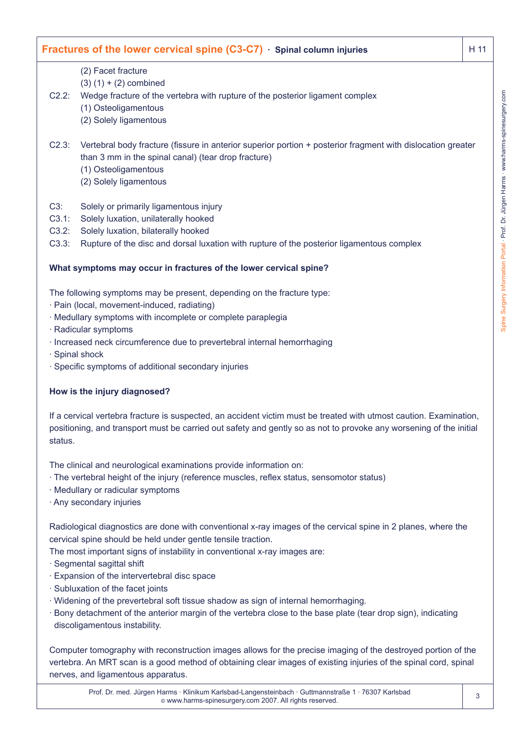(2) Facet fracture
(3) (1) + (2) combined

C2.2: Wedge fracture of the vertebra with rupture of the posterior ligament complex
(1) Osteoligamentous
(2) Solely ligamentous

C2.3: Vertebral body fracture (fissure in anterior superior portion + posterior fragment with dislocation greater than 3 mm in the spinal canal) (tear drop fracture)
(1) Osteoligamentous
(2) Solely ligamentous

C3: Solely or primarily ligamentous injury
C3.1: Solely luxation, unilaterally hooked
C3.2: Solely luxation, bilaterally hooked
C3.3: Rupture of the disc and dorsal luxation with rupture of the posterior ligamentous complex

**What symptoms may occur in fractures of the lower cervical spine?**

The following symptoms may be present, depending on the fracture type:

· Pain (local, movement-induced, radiating)
· Medullary symptoms with incomplete or complete paraplegia
· Radicular symptoms
· Increased neck circumference due to prevertebral internal hemorrhaging
· Spinal shock
· Specific symptoms of additional secondary injuries

**How is the injury diagnosed?**

If a cervical vertebra fracture is suspected, an accident victim must be treated with utmost caution. Examination, positioning, and transport must be carried out safety and gently so as not to provoke any worsening of the initial status.

The clinical and neurological examinations provide information on:

· The vertebral height of the injury (reference muscles, reflex status, sensomotor status)
· Medullary or radicular symptoms
· Any secondary injuries

Radiological diagnostics are done with conventional x-ray images of the cervical spine in 2 planes, where the cervical spine should be held under gentle tensile traction.
The most important signs of instability in conventional x-ray images are:

· Segmental sagittal shift
· Expansion of the intervertebral disc space
· Subluxation of the facet joints
· Widening of the prevertebral soft tissue shadow as sign of internal hemorrhaging.
· Bony detachment of the anterior margin of the vertebra close to the base plate (tear drop sign), indicating discoligamentous instability.

Computer tomography with reconstruction images allows for the precise imaging of the destroyed portion of the vertebra. An MRT scan is a good method of obtaining clear images of existing injuries of the spinal cord, spinal nerves, and ligamentous apparatus.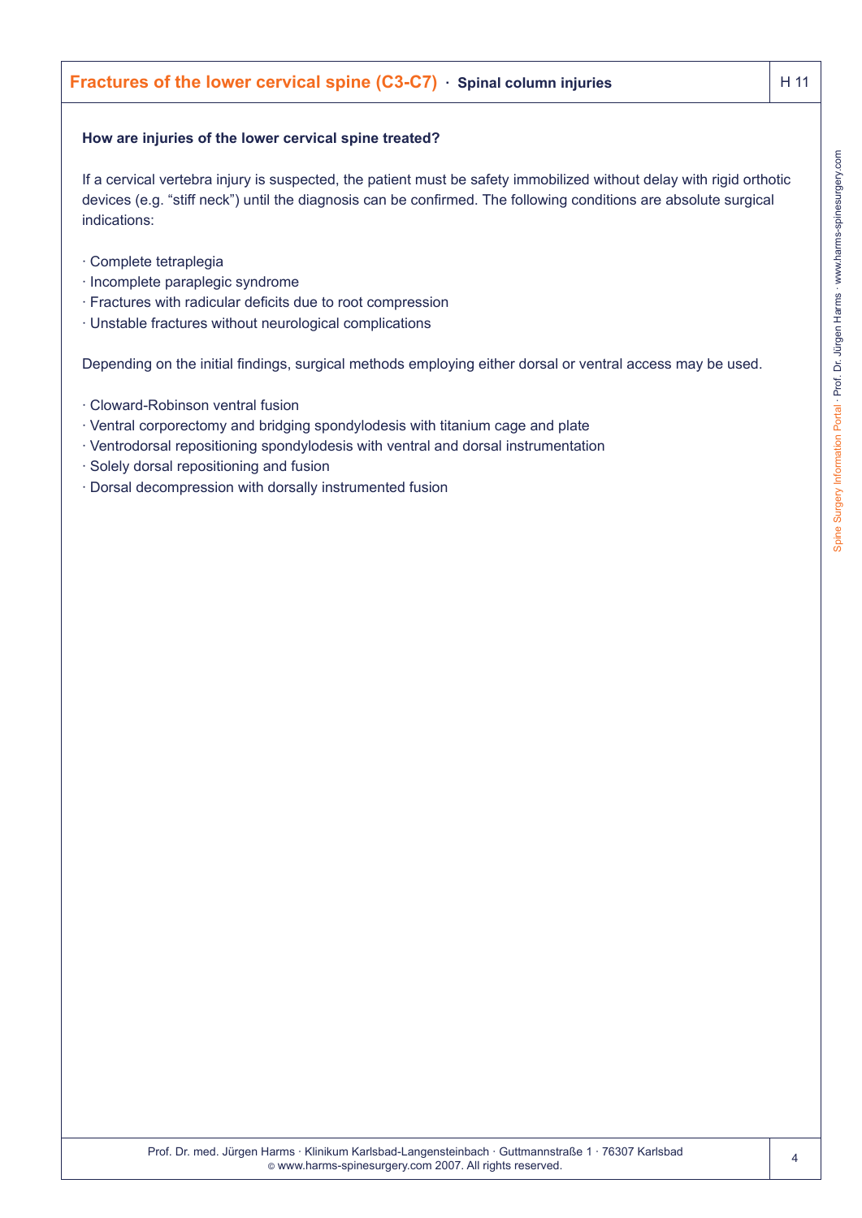### How are injuries of the lower cervical spine treated?

If a cervical vertebra injury is suspected, the patient must be safety immobilized without delay with rigid orthotic devices (e.g. "stiff neck") until the diagnosis can be confirmed. The following conditions are absolute surgical indications:

- Complete tetraplegia
- Incomplete paraplegic syndrome
- Fractures with radicular deficits due to root compression
- Unstable fractures without neurological complications

Depending on the initial findings, surgical methods employing either dorsal or ventral access may be used.

- Cloward-Robinson ventral fusion
- Ventral corporectomy and bridging spondylodesis with titanium cage and plate
- Ventrodorsal repositioning spondylodesis with ventral and dorsal instrumentation
- Solely dorsal repositioning and fusion
- Dorsal decompression with dorsally instrumented fusion